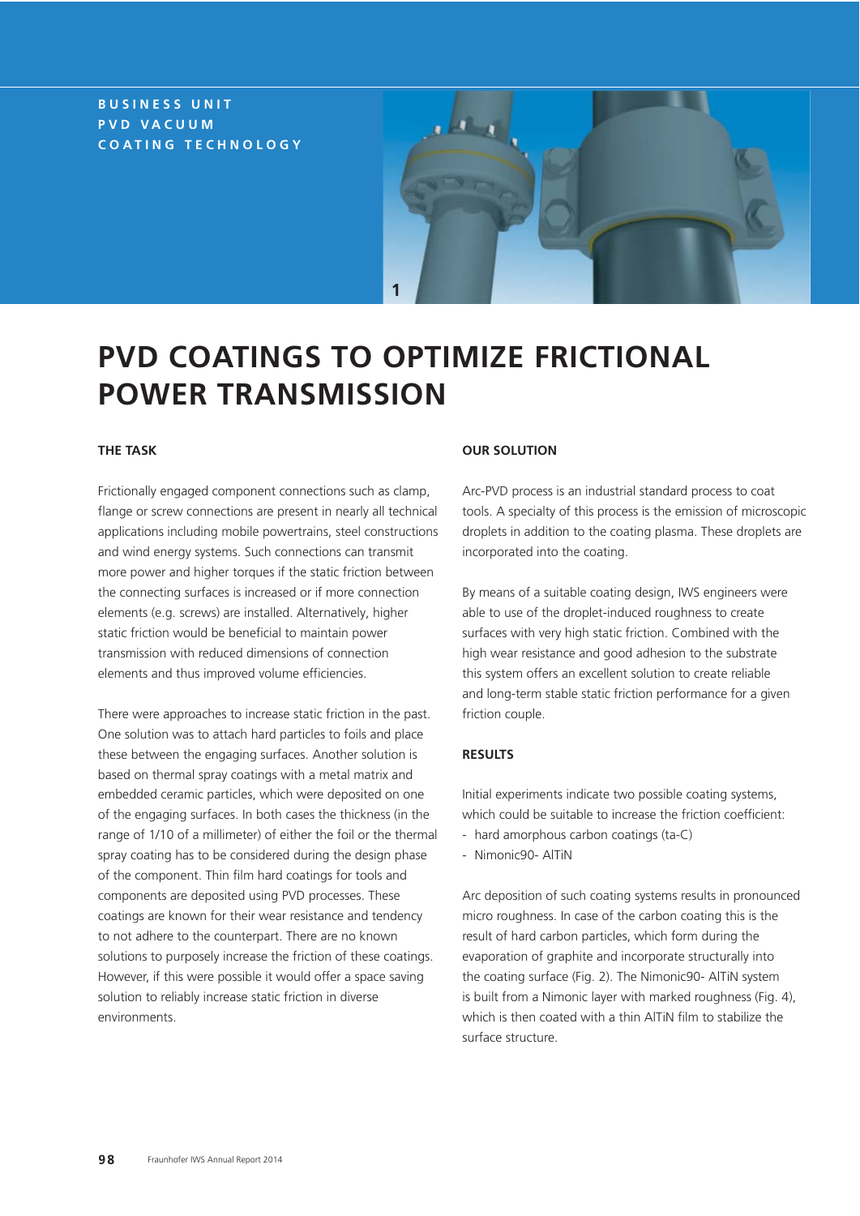BUSINESS UNIT
PVD VACUUM
COATING TECHNOLOGY

1

# PVD COATINGS TO OPTIMIZE FRICTIONAL POWER TRANSMISSION

## THE TASK

Frictionally engaged component connections such as clamp, flange or screw connections are present in nearly all technical applications including mobile powertrains, steel constructions and wind energy systems. Such connections can transmit more power and higher torques if the static friction between the connecting surfaces is increased or if more connection elements (e.g. screws) are installed. Alternatively, higher static friction would be beneficial to maintain power transmission with reduced dimensions of connection elements and thus improved volume efficiencies.

There were approaches to increase static friction in the past. One solution was to attach hard particles to foils and place these between the engaging surfaces. Another solution is based on thermal spray coatings with a metal matrix and embedded ceramic particles, which were deposited on one of the engaging surfaces. In both cases the thickness (in the range of 1/10 of a millimeter) of either the foil or the thermal spray coating has to be considered during the design phase of the component. Thin film hard coatings for tools and components are deposited using PVD processes. These coatings are known for their wear resistance and tendency to not adhere to the counterpart. There are no known solutions to purposely increase the friction of these coatings. However, if this were possible it would offer a space saving solution to reliably increase static friction in diverse environments.

## OUR SOLUTION

Arc-PVD process is an industrial standard process to coat tools. A specialty of this process is the emission of microscopic droplets in addition to the coating plasma. These droplets are incorporated into the coating.

By means of a suitable coating design, IWS engineers were able to use of the droplet-induced roughness to create surfaces with very high static friction. Combined with the high wear resistance and good adhesion to the substrate this system offers an excellent solution to create reliable and long-term stable static friction performance for a given friction couple.

## RESULTS

Initial experiments indicate two possible coating systems, which could be suitable to increase the friction coefficient:

- hard amorphous carbon coatings (ta-C)
- Nimonic90- AlTiN

Arc deposition of such coating systems results in pronounced micro roughness. In case of the carbon coating this is the result of hard carbon particles, which form during the evaporation of graphite and incorporate structurally into the coating surface (Fig. 2). The Nimonic90- AlTiN system is built from a Nimonic layer with marked roughness (Fig. 4), which is then coated with a thin AlTiN film to stabilize the surface structure.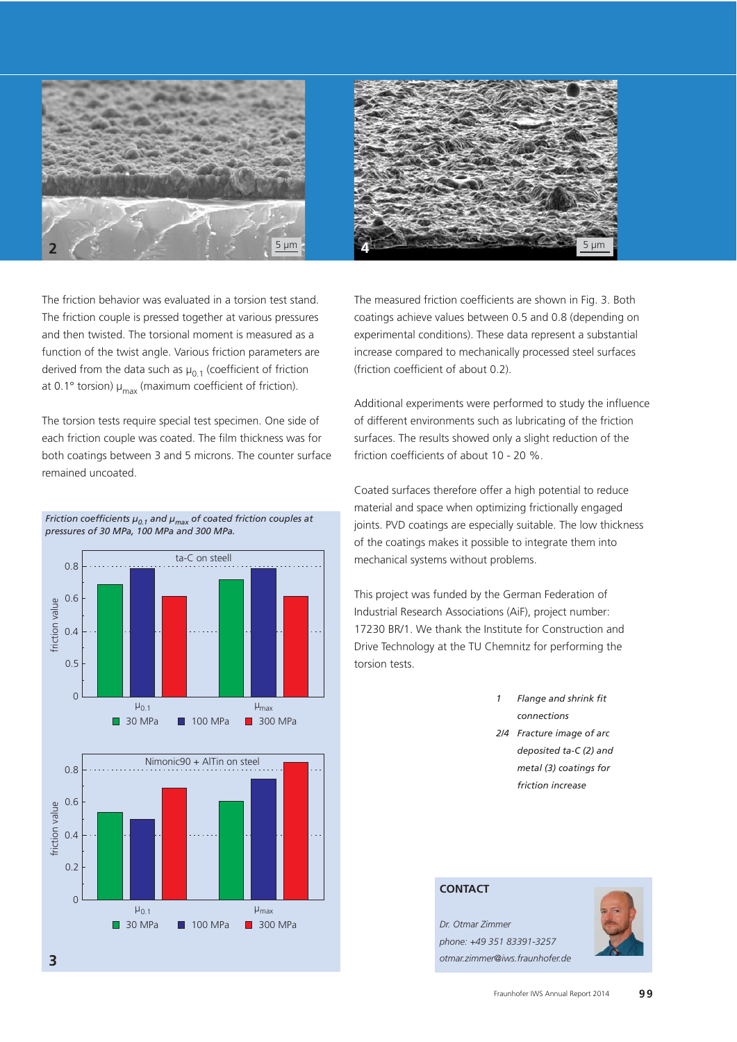The friction behavior was evaluated in a torsion test stand. The friction couple is pressed together at various pressures and then twisted. The torsional moment is measured as a function of the twist angle. Various friction parameters are derived from the data such as $\mu_{0.1}$ (coefficient of friction at 0.1° torsion) $\mu_{max}$ (maximum coefficient of friction).

The torsion tests require special test specimen. One side of each friction couple was coated. The film thickness was for both coatings between 3 and 5 microns. The counter surface remained uncoated.

*Friction coefficients $\mu_{0.1}$ and $\mu_{max}$ of coated friction couples at pressures of 30 MPa, 100 MPa and 300 MPa.*

ta-C on steell

friction value

0.8
0.6
0.4
0.5
0

$\mu_{0.1}$ $\mu_{max}$

30 MPa 100 MPa 300 MPa

Nimonic90 + AlTin on steel

friction value

0.8
0.6
0.4
0.2
0

$\mu_{0.1}$ $\mu_{max}$

30 MPa 100 MPa 300 MPa

3

The measured friction coefficients are shown in Fig. 3. Both coatings achieve values between 0.5 and 0.8 (depending on experimental conditions). These data represent a substantial increase compared to mechanically processed steel surfaces (friction coefficient of about 0.2).

Additional experiments were performed to study the influence of different environments such as lubricating of the friction surfaces. The results showed only a slight reduction of the friction coefficients of about 10 - 20 %.

Coated surfaces therefore offer a high potential to reduce material and space when optimizing frictionally engaged joints. PVD coatings are especially suitable. The low thickness of the coatings makes it possible to integrate them into mechanical systems without problems.

This project was funded by the German Federation of Industrial Research Associations (AiF), project number: 17230 BR/1. We thank the Institute for Construction and Drive Technology at the TU Chemnitz for performing the torsion tests.

1 *Flange and shrink fit connections*

2/4 *Fracture image of arc deposited ta-C (2) and metal (3) coatings for friction increase*

**CONTACT**

*Dr. Otmar Zimmer*

*phone: +49 351 83391-3257*

*otmar.zimmer@iws.fraunhofer.de*